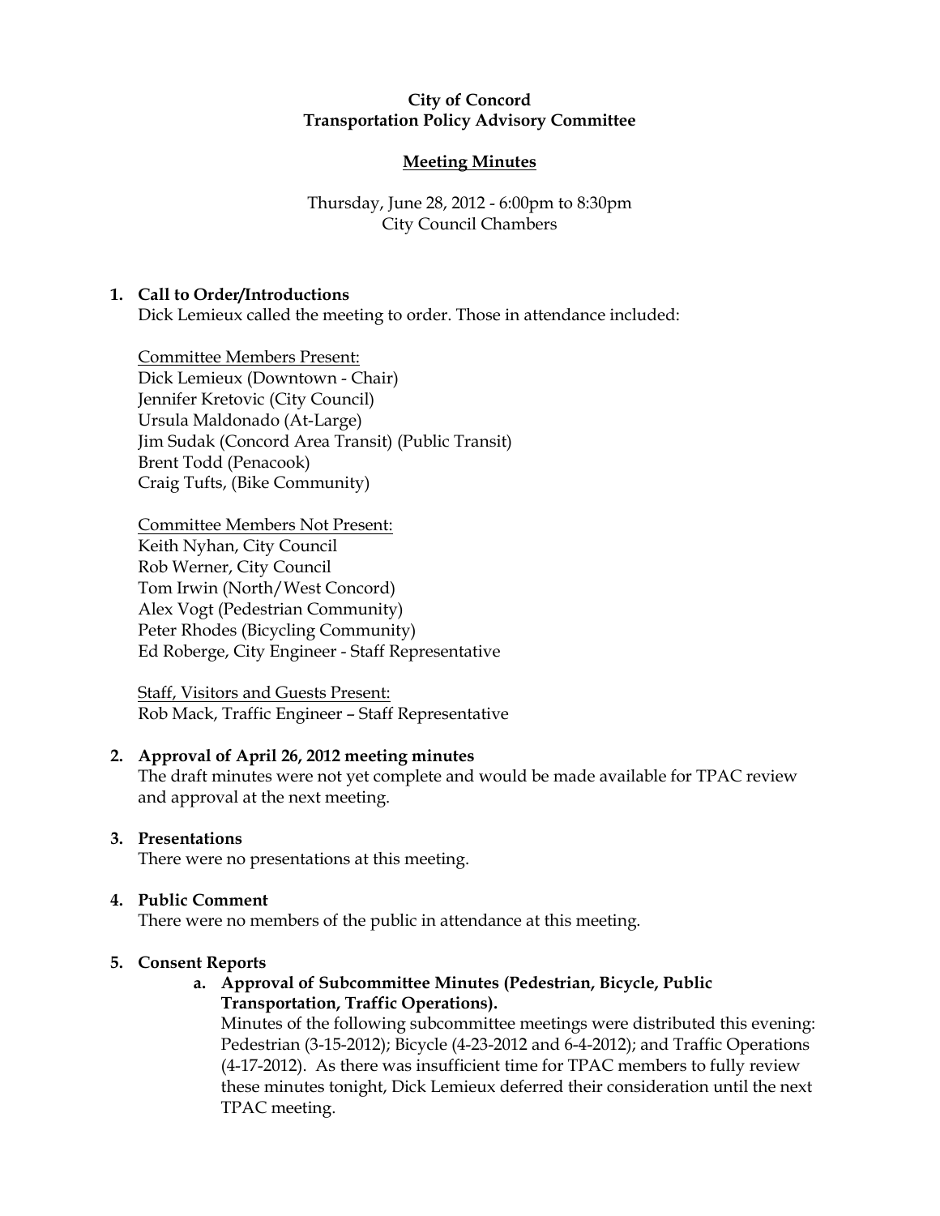**City of Concord**
**Transportation Policy Advisory Committee**

**Meeting Minutes**

Thursday, June 28, 2012 - 6:00pm to 8:30pm
City Council Chambers

1. **Call to Order/Introductions**

   Dick Lemieux called the meeting to order. Those in attendance included:

   Committee Members Present:
   Dick Lemieux (Downtown - Chair)
   Jennifer Kretovic (City Council)
   Ursula Maldonado (At-Large)
   Jim Sudak (Concord Area Transit) (Public Transit)
   Brent Todd (Penacook)
   Craig Tufts, (Bike Community)

   Committee Members Not Present:
   Keith Nyhan, City Council
   Rob Werner, City Council
   Tom Irwin (North/West Concord)
   Alex Vogt (Pedestrian Community)
   Peter Rhodes (Bicycling Community)
   Ed Roberge, City Engineer - Staff Representative

   Staff, Visitors and Guests Present:
   Rob Mack, Traffic Engineer – Staff Representative

2. **Approval of April 26, 2012 meeting minutes**

   The draft minutes were not yet complete and would be made available for TPAC review and approval at the next meeting.

3. **Presentations**

   There were no presentations at this meeting.

4. **Public Comment**

   There were no members of the public in attendance at this meeting.

5. **Consent Reports**

   a. **Approval of Subcommittee Minutes (Pedestrian, Bicycle, Public Transportation, Traffic Operations).**

      Minutes of the following subcommittee meetings were distributed this evening: Pedestrian (3-15-2012); Bicycle (4-23-2012 and 6-4-2012); and Traffic Operations (4-17-2012). As there was insufficient time for TPAC members to fully review these minutes tonight, Dick Lemieux deferred their consideration until the next TPAC meeting.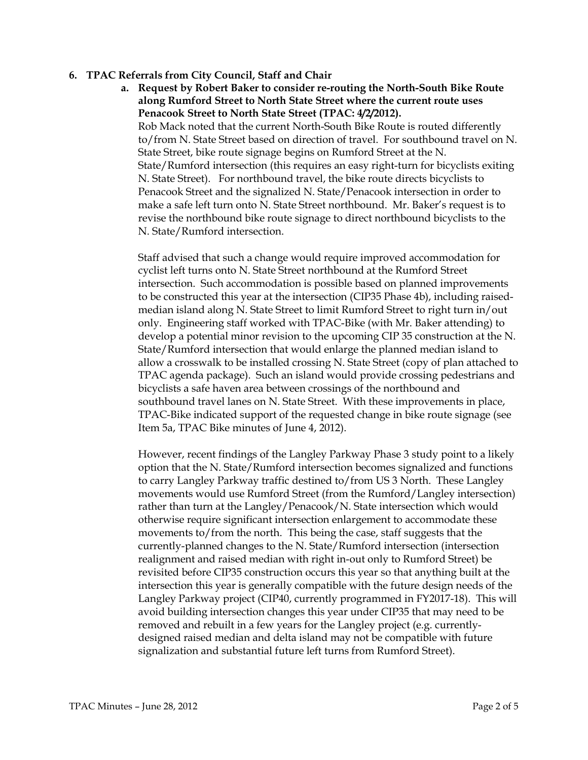**6. TPAC Referrals from City Council, Staff and Chair**

**a. Request by Robert Baker to consider re-routing the North-South Bike Route along Rumford Street to North State Street where the current route uses Penacook Street to North State Street (TPAC: 4/2/2012).**

Rob Mack noted that the current North-South Bike Route is routed differently to/from N. State Street based on direction of travel. For southbound travel on N. State Street, bike route signage begins on Rumford Street at the N. State/Rumford intersection (this requires an easy right-turn for bicyclists exiting N. State Street). For northbound travel, the bike route directs bicyclists to Penacook Street and the signalized N. State/Penacook intersection in order to make a safe left turn onto N. State Street northbound. Mr. Baker's request is to revise the northbound bike route signage to direct northbound bicyclists to the N. State/Rumford intersection.

Staff advised that such a change would require improved accommodation for cyclist left turns onto N. State Street northbound at the Rumford Street intersection. Such accommodation is possible based on planned improvements to be constructed this year at the intersection (CIP35 Phase 4b), including raised-median island along N. State Street to limit Rumford Street to right turn in/out only. Engineering staff worked with TPAC-Bike (with Mr. Baker attending) to develop a potential minor revision to the upcoming CIP 35 construction at the N. State/Rumford intersection that would enlarge the planned median island to allow a crosswalk to be installed crossing N. State Street (copy of plan attached to TPAC agenda package). Such an island would provide crossing pedestrians and bicyclists a safe haven area between crossings of the northbound and southbound travel lanes on N. State Street. With these improvements in place, TPAC-Bike indicated support of the requested change in bike route signage (see Item 5a, TPAC Bike minutes of June 4, 2012).

However, recent findings of the Langley Parkway Phase 3 study point to a likely option that the N. State/Rumford intersection becomes signalized and functions to carry Langley Parkway traffic destined to/from US 3 North. These Langley movements would use Rumford Street (from the Rumford/Langley intersection) rather than turn at the Langley/Penacook/N. State intersection which would otherwise require significant intersection enlargement to accommodate these movements to/from the north. This being the case, staff suggests that the currently-planned changes to the N. State/Rumford intersection (intersection realignment and raised median with right in-out only to Rumford Street) be revisited before CIP35 construction occurs this year so that anything built at the intersection this year is generally compatible with the future design needs of the Langley Parkway project (CIP40, currently programmed in FY2017-18). This will avoid building intersection changes this year under CIP35 that may need to be removed and rebuilt in a few years for the Langley project (e.g. currently-designed raised median and delta island may not be compatible with future signalization and substantial future left turns from Rumford Street).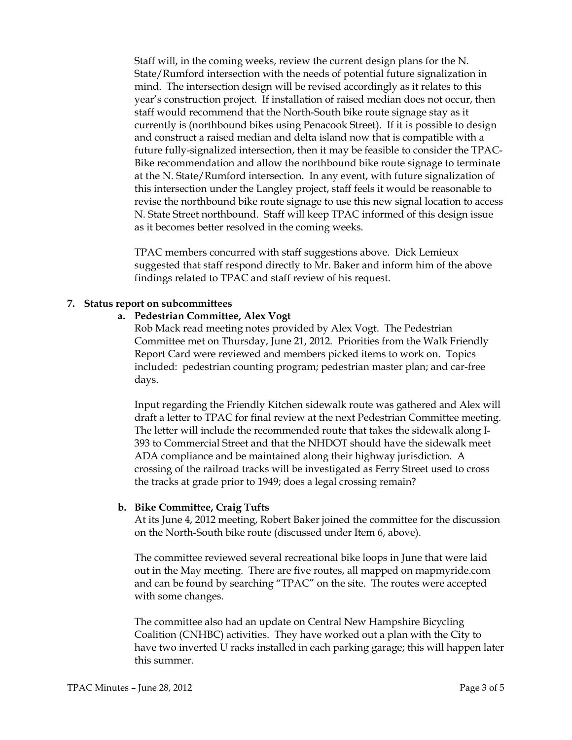Staff will, in the coming weeks, review the current design plans for the N. State/Rumford intersection with the needs of potential future signalization in mind. The intersection design will be revised accordingly as it relates to this year's construction project. If installation of raised median does not occur, then staff would recommend that the North-South bike route signage stay as it currently is (northbound bikes using Penacook Street). If it is possible to design and construct a raised median and delta island now that is compatible with a future fully-signalized intersection, then it may be feasible to consider the TPAC-Bike recommendation and allow the northbound bike route signage to terminate at the N. State/Rumford intersection. In any event, with future signalization of this intersection under the Langley project, staff feels it would be reasonable to revise the northbound bike route signage to use this new signal location to access N. State Street northbound. Staff will keep TPAC informed of this design issue as it becomes better resolved in the coming weeks.

TPAC members concurred with staff suggestions above. Dick Lemieux suggested that staff respond directly to Mr. Baker and inform him of the above findings related to TPAC and staff review of his request.

**7. Status report on subcommittees**

**a. Pedestrian Committee, Alex Vogt**

Rob Mack read meeting notes provided by Alex Vogt. The Pedestrian Committee met on Thursday, June 21, 2012. Priorities from the Walk Friendly Report Card were reviewed and members picked items to work on. Topics included: pedestrian counting program; pedestrian master plan; and car-free days.

Input regarding the Friendly Kitchen sidewalk route was gathered and Alex will draft a letter to TPAC for final review at the next Pedestrian Committee meeting. The letter will include the recommended route that takes the sidewalk along I-393 to Commercial Street and that the NHDOT should have the sidewalk meet ADA compliance and be maintained along their highway jurisdiction. A crossing of the railroad tracks will be investigated as Ferry Street used to cross the tracks at grade prior to 1949; does a legal crossing remain?

**b. Bike Committee, Craig Tufts**

At its June 4, 2012 meeting, Robert Baker joined the committee for the discussion on the North-South bike route (discussed under Item 6, above).

The committee reviewed several recreational bike loops in June that were laid out in the May meeting. There are five routes, all mapped on mapmyride.com and can be found by searching "TPAC" on the site. The routes were accepted with some changes.

The committee also had an update on Central New Hampshire Bicycling Coalition (CNHBC) activities. They have worked out a plan with the City to have two inverted U racks installed in each parking garage; this will happen later this summer.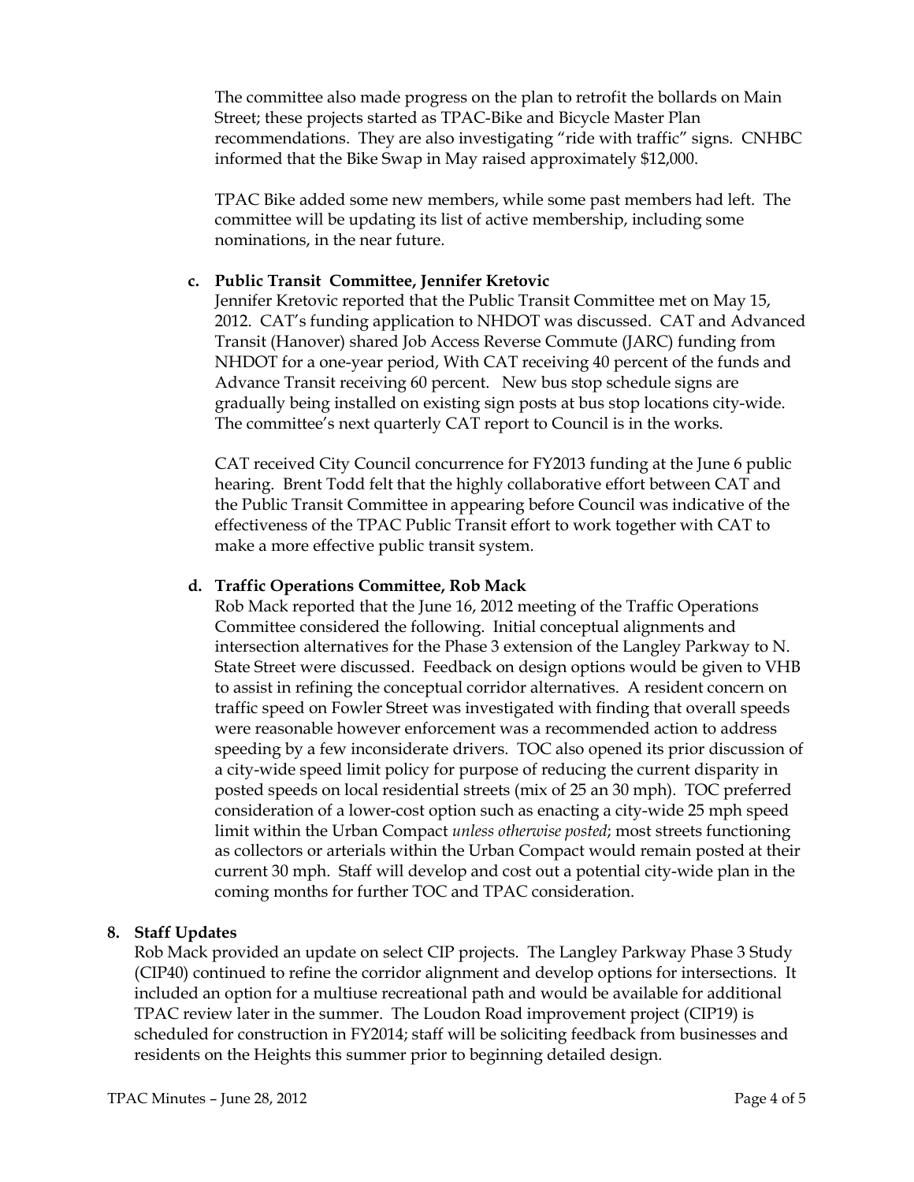The committee also made progress on the plan to retrofit the bollards on Main Street; these projects started as TPAC-Bike and Bicycle Master Plan recommendations. They are also investigating "ride with traffic" signs. CNHBC informed that the Bike Swap in May raised approximately $12,000.

TPAC Bike added some new members, while some past members had left. The committee will be updating its list of active membership, including some nominations, in the near future.

**c. Public Transit Committee, Jennifer Kretovic**

Jennifer Kretovic reported that the Public Transit Committee met on May 15, 2012. CAT's funding application to NHDOT was discussed. CAT and Advanced Transit (Hanover) shared Job Access Reverse Commute (JARC) funding from NHDOT for a one-year period, With CAT receiving 40 percent of the funds and Advance Transit receiving 60 percent. New bus stop schedule signs are gradually being installed on existing sign posts at bus stop locations city-wide. The committee's next quarterly CAT report to Council is in the works.

CAT received City Council concurrence for FY2013 funding at the June 6 public hearing. Brent Todd felt that the highly collaborative effort between CAT and the Public Transit Committee in appearing before Council was indicative of the effectiveness of the TPAC Public Transit effort to work together with CAT to make a more effective public transit system.

**d. Traffic Operations Committee, Rob Mack**

Rob Mack reported that the June 16, 2012 meeting of the Traffic Operations Committee considered the following. Initial conceptual alignments and intersection alternatives for the Phase 3 extension of the Langley Parkway to N. State Street were discussed. Feedback on design options would be given to VHB to assist in refining the conceptual corridor alternatives. A resident concern on traffic speed on Fowler Street was investigated with finding that overall speeds were reasonable however enforcement was a recommended action to address speeding by a few inconsiderate drivers. TOC also opened its prior discussion of a city-wide speed limit policy for purpose of reducing the current disparity in posted speeds on local residential streets (mix of 25 an 30 mph). TOC preferred consideration of a lower-cost option such as enacting a city-wide 25 mph speed limit within the Urban Compact *unless otherwise posted*; most streets functioning as collectors or arterials within the Urban Compact would remain posted at their current 30 mph. Staff will develop and cost out a potential city-wide plan in the coming months for further TOC and TPAC consideration.

**8. Staff Updates**

Rob Mack provided an update on select CIP projects. The Langley Parkway Phase 3 Study (CIP40) continued to refine the corridor alignment and develop options for intersections. It included an option for a multiuse recreational path and would be available for additional TPAC review later in the summer. The Loudon Road improvement project (CIP19) is scheduled for construction in FY2014; staff will be soliciting feedback from businesses and residents on the Heights this summer prior to beginning detailed design.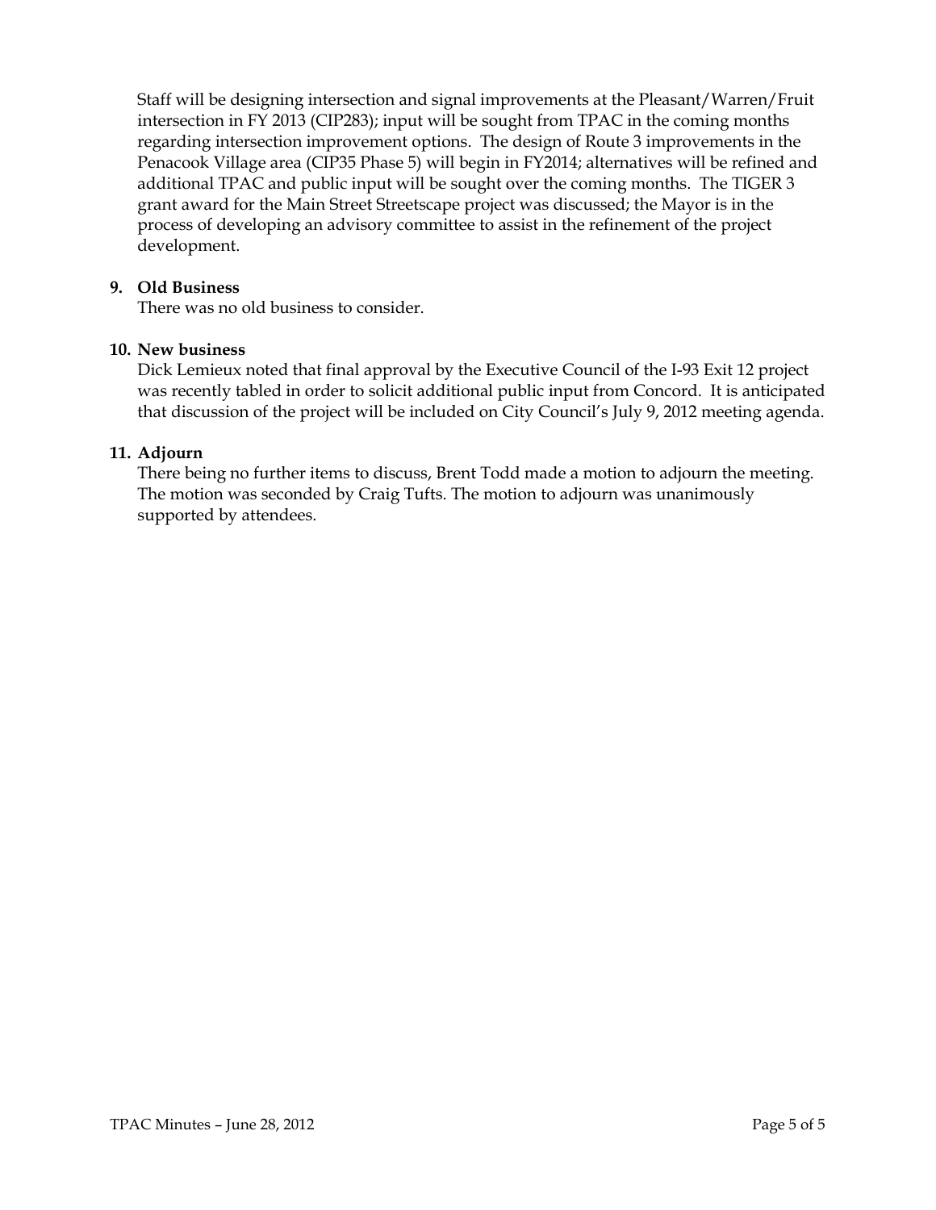Staff will be designing intersection and signal improvements at the Pleasant/Warren/Fruit intersection in FY 2013 (CIP283); input will be sought from TPAC in the coming months regarding intersection improvement options. The design of Route 3 improvements in the Penacook Village area (CIP35 Phase 5) will begin in FY2014; alternatives will be refined and additional TPAC and public input will be sought over the coming months. The TIGER 3 grant award for the Main Street Streetscape project was discussed; the Mayor is in the process of developing an advisory committee to assist in the refinement of the project development.

**9. Old Business**

There was no old business to consider.

**10. New business**

Dick Lemieux noted that final approval by the Executive Council of the I-93 Exit 12 project was recently tabled in order to solicit additional public input from Concord. It is anticipated that discussion of the project will be included on City Council's July 9, 2012 meeting agenda.

**11. Adjourn**

There being no further items to discuss, Brent Todd made a motion to adjourn the meeting. The motion was seconded by Craig Tufts. The motion to adjourn was unanimously supported by attendees.